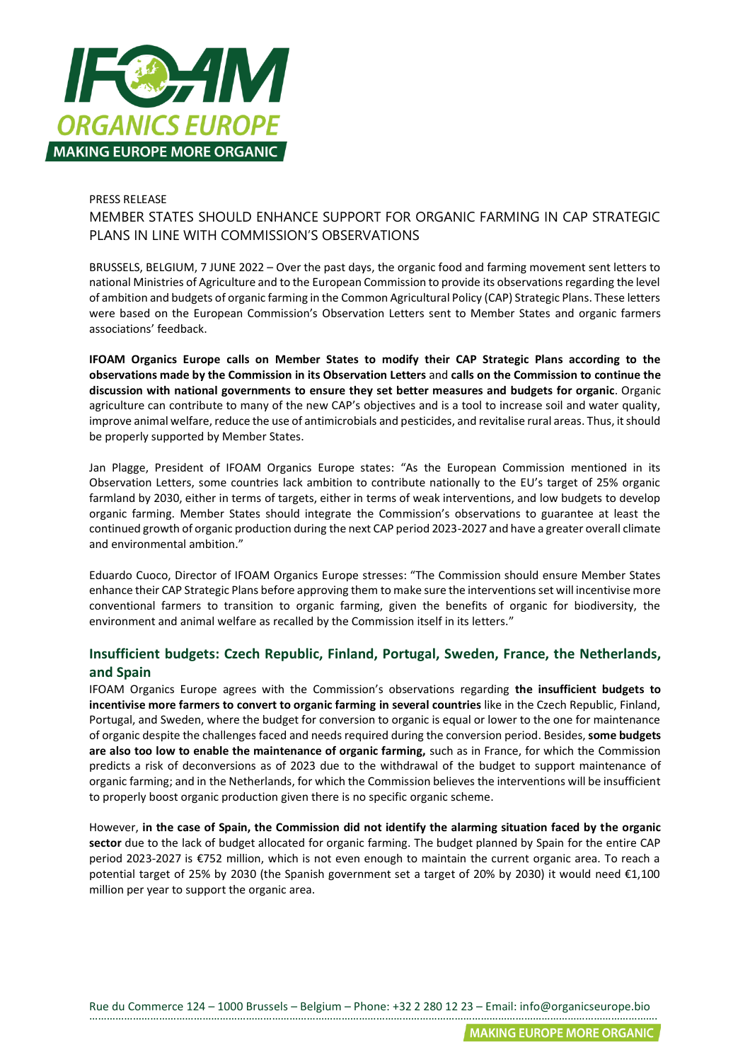PRESS RELEASE

# MEMBER STATES SHOULD ENHANCE SUPPORT FOR ORGANIC FARMING IN CAP STRATEGIC PLANS IN LINE WITH COMMISSION'S OBSERVATIONS

BRUSSELS, BELGIUM, 7 JUNE 2022 – Over the past days, the organic food and farming movement sent letters to national Ministries of Agriculture and to the European Commission to provide its observations regarding the level of ambition and budgets of organic farming in the Common Agricultural Policy (CAP) Strategic Plans. These letters were based on the European Commission's Observation Letters sent to Member States and organic farmers associations' feedback.

**IFOAM Organics Europe calls on Member States to modify their CAP Strategic Plans according to the observations made by the Commission in its Observation Letters** and **calls on the Commission to continue the discussion with national governments to ensure they set better measures and budgets for organic**. Organic agriculture can contribute to many of the new CAP's objectives and is a tool to increase soil and water quality, improve animal welfare, reduce the use of antimicrobials and pesticides, and revitalise rural areas. Thus, it should be properly supported by Member States.

Jan Plagge, President of IFOAM Organics Europe states: "As the European Commission mentioned in its Observation Letters, some countries lack ambition to contribute nationally to the EU's target of 25% organic farmland by 2030, either in terms of targets, either in terms of weak interventions, and low budgets to develop organic farming. Member States should integrate the Commission's observations to guarantee at least the continued growth of organic production during the next CAP period 2023-2027 and have a greater overall climate and environmental ambition."

Eduardo Cuoco, Director of IFOAM Organics Europe stresses: "The Commission should ensure Member States enhance their CAP Strategic Plans before approving them to make sure the interventions set will incentivise more conventional farmers to transition to organic farming, given the benefits of organic for biodiversity, the environment and animal welfare as recalled by the Commission itself in its letters."

## Insufficient budgets: Czech Republic, Finland, Portugal, Sweden, France, the Netherlands, and Spain

IFOAM Organics Europe agrees with the Commission's observations regarding **the insufficient budgets to incentivise more farmers to convert to organic farming in several countries** like in the Czech Republic, Finland, Portugal, and Sweden, where the budget for conversion to organic is equal or lower to the one for maintenance of organic despite the challenges faced and needs required during the conversion period. Besides, **some budgets are also too low to enable the maintenance of organic farming,** such as in France, for which the Commission predicts a risk of deconversions as of 2023 due to the withdrawal of the budget to support maintenance of organic farming; and in the Netherlands, for which the Commission believes the interventions will be insufficient to properly boost organic production given there is no specific organic scheme.

However, **in the case of Spain, the Commission did not identify the alarming situation faced by the organic sector** due to the lack of budget allocated for organic farming. The budget planned by Spain for the entire CAP period 2023-2027 is €752 million, which is not even enough to maintain the current organic area. To reach a potential target of 25% by 2030 (the Spanish government set a target of 20% by 2030) it would need €1,100 million per year to support the organic area.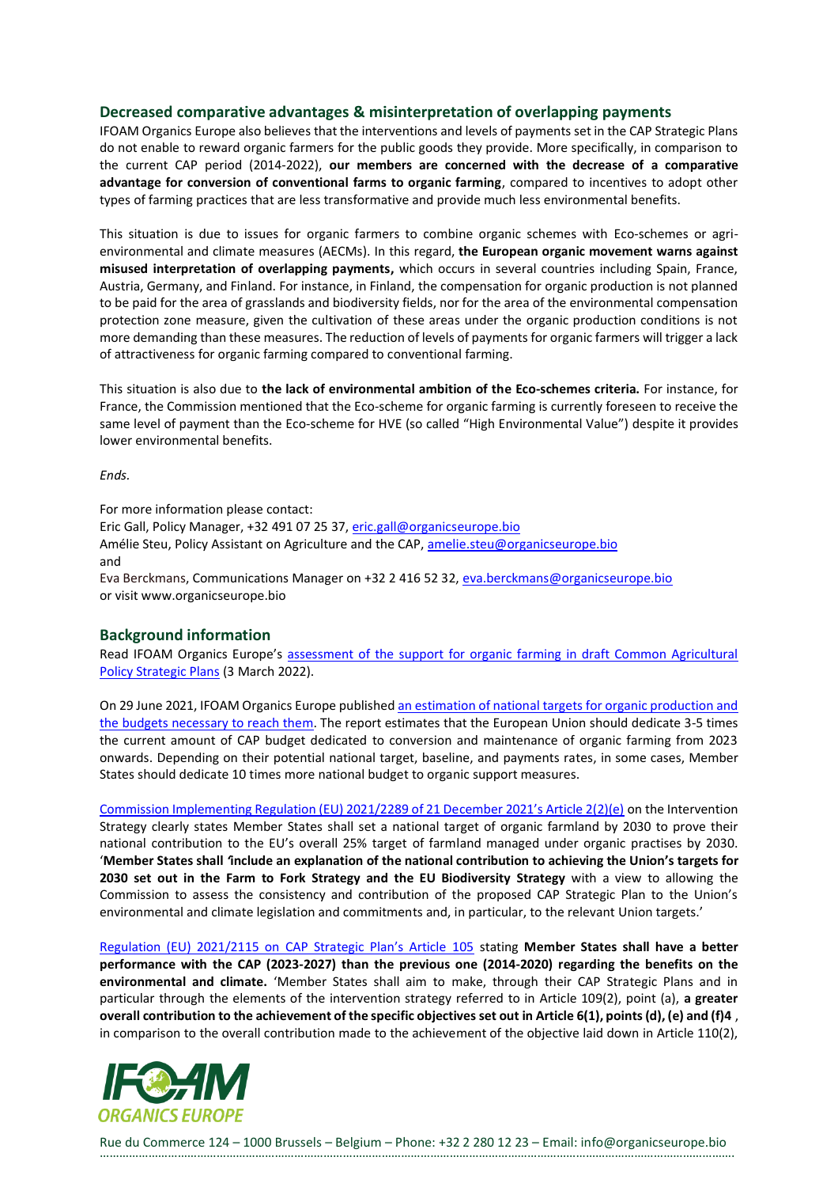## Decreased comparative advantages & misinterpretation of overlapping payments

IFOAM Organics Europe also believes that the interventions and levels of payments set in the CAP Strategic Plans do not enable to reward organic farmers for the public goods they provide. More specifically, in comparison to the current CAP period (2014-2022), **our members are concerned with the decrease of a comparative advantage for conversion of conventional farms to organic farming**, compared to incentives to adopt other types of farming practices that are less transformative and provide much less environmental benefits.

This situation is due to issues for organic farmers to combine organic schemes with Eco-schemes or agri-environmental and climate measures (AECMs). In this regard, **the European organic movement warns against misused interpretation of overlapping payments,** which occurs in several countries including Spain, France, Austria, Germany, and Finland. For instance, in Finland, the compensation for organic production is not planned to be paid for the area of grasslands and biodiversity fields, nor for the area of the environmental compensation protection zone measure, given the cultivation of these areas under the organic production conditions is not more demanding than these measures. The reduction of levels of payments for organic farmers will trigger a lack of attractiveness for organic farming compared to conventional farming.

This situation is also due to **the lack of environmental ambition of the Eco-schemes criteria.** For instance, for France, the Commission mentioned that the Eco-scheme for organic farming is currently foreseen to receive the same level of payment than the Eco-scheme for HVE (so called "High Environmental Value") despite it provides lower environmental benefits.

*Ends.*

For more information please contact:
Eric Gall, Policy Manager, +32 491 07 25 37, eric.gall@organicseurope.bio
Amélie Steu, Policy Assistant on Agriculture and the CAP, amelie.steu@organicseurope.bio
and
Eva Berckmans, Communications Manager on +32 2 416 52 32, eva.berckmans@organicseurope.bio
or visit www.organicseurope.bio

## Background information

Read IFOAM Organics Europe's assessment of the support for organic farming in draft Common Agricultural Policy Strategic Plans (3 March 2022).

On 29 June 2021, IFOAM Organics Europe published an estimation of national targets for organic production and the budgets necessary to reach them. The report estimates that the European Union should dedicate 3-5 times the current amount of CAP budget dedicated to conversion and maintenance of organic farming from 2023 onwards. Depending on their potential national target, baseline, and payments rates, in some cases, Member States should dedicate 10 times more national budget to organic support measures.

Commission Implementing Regulation (EU) 2021/2289 of 21 December 2021's Article 2(2)(e) on the Intervention Strategy clearly states Member States shall set a national target of organic farmland by 2030 to prove their national contribution to the EU's overall 25% target of farmland managed under organic practises by 2030. '**Member States shall 'include an explanation of the national contribution to achieving the Union's targets for 2030 set out in the Farm to Fork Strategy and the EU Biodiversity Strategy** with a view to allowing the Commission to assess the consistency and contribution of the proposed CAP Strategic Plan to the Union's environmental and climate legislation and commitments and, in particular, to the relevant Union targets.'

Regulation (EU) 2021/2115 on CAP Strategic Plan's Article 105 stating **Member States shall have a better performance with the CAP (2023-2027) than the previous one (2014-2020) regarding the benefits on the environmental and climate.** 'Member States shall aim to make, through their CAP Strategic Plans and in particular through the elements of the intervention strategy referred to in Article 109(2), point (a), **a greater overall contribution to the achievement of the specific objectives set out in Article 6(1), points (d), (e) and (f)4** , in comparison to the overall contribution made to the achievement of the objective laid down in Article 110(2),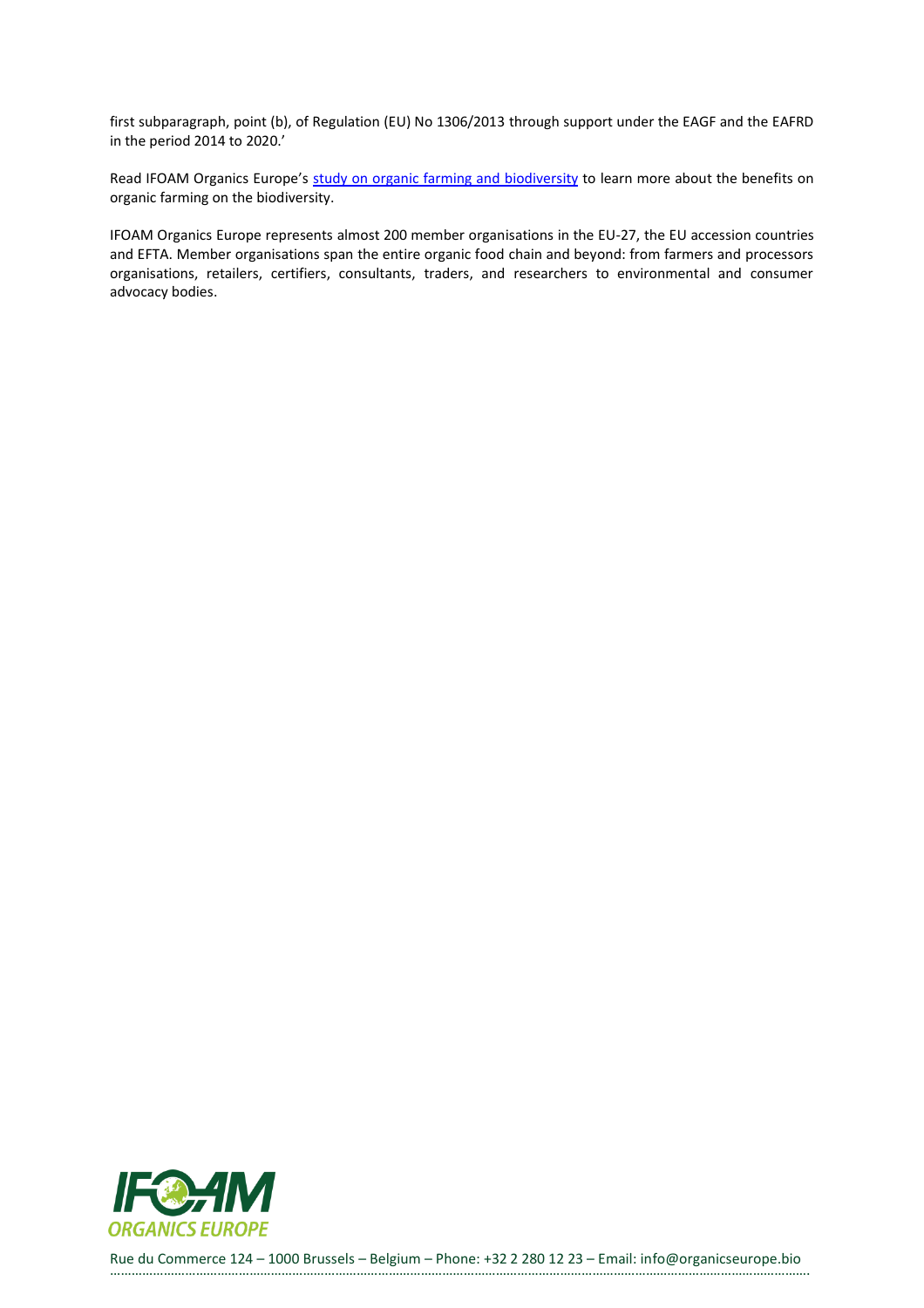first subparagraph, point (b), of Regulation (EU) No 1306/2013 through support under the EAGF and the EAFRD in the period 2014 to 2020.'

Read IFOAM Organics Europe's [study on organic farming and biodiversity] to learn more about the benefits on organic farming on the biodiversity.

IFOAM Organics Europe represents almost 200 member organisations in the EU-27, the EU accession countries and EFTA. Member organisations span the entire organic food chain and beyond: from farmers and processors organisations, retailers, certifiers, consultants, traders, and researchers to environmental and consumer advocacy bodies.

IFOAM ORGANICS EUROPE

Rue du Commerce 124 – 1000 Brussels – Belgium – Phone: +32 2 280 12 23 – Email: info@organicseurope.bio